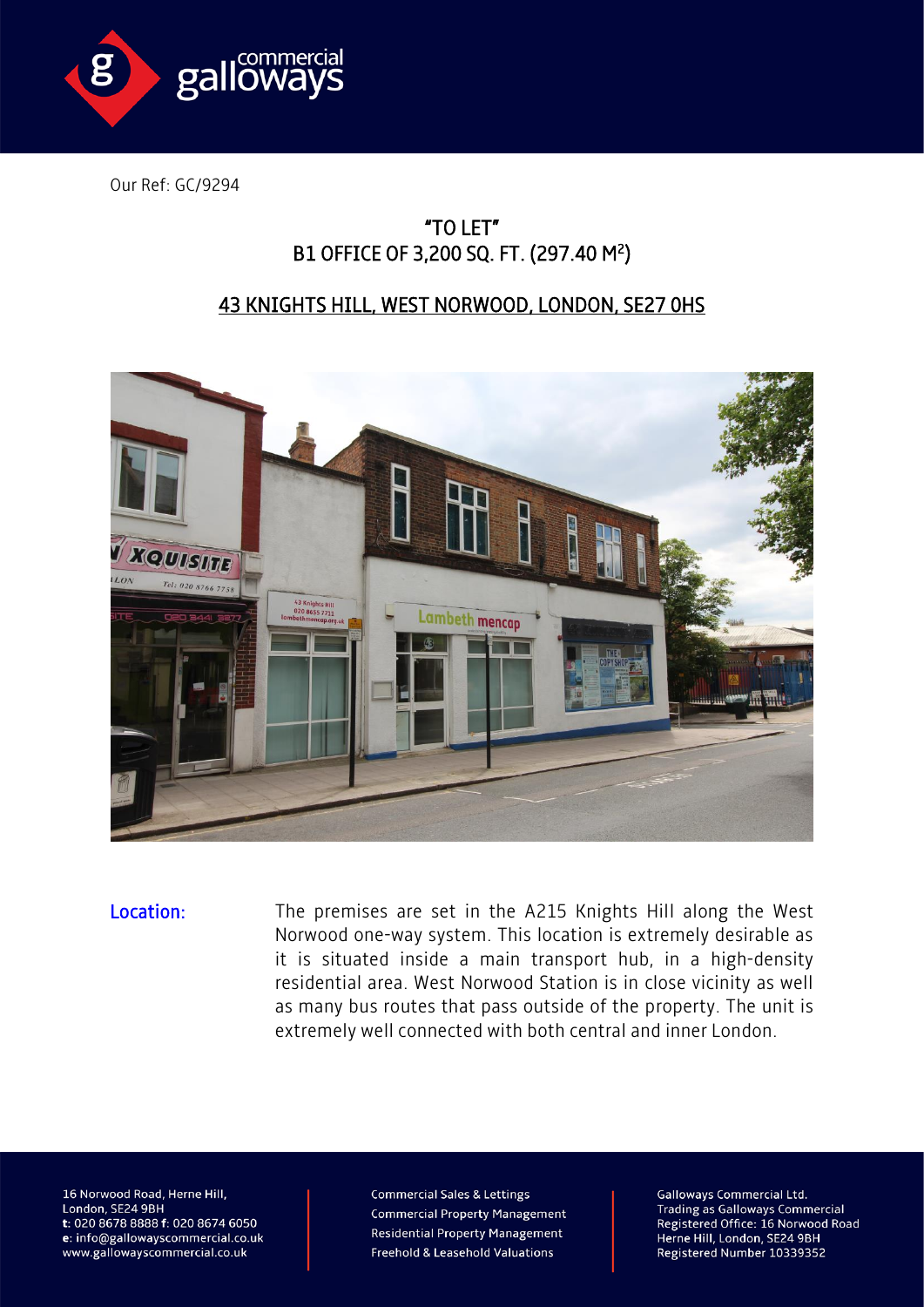Our Ref: GC/9294

# "TO LET"
# B1 OFFICE OF 3,200 SQ. FT. (297.40 M$^2$)

## 43 KNIGHTS HILL, WEST NORWOOD, LONDON, SE27 0HS

**Location:** The premises are set in the A215 Knights Hill along the West Norwood one-way system. This location is extremely desirable as it is situated inside a main transport hub, in a high-density residential area. West Norwood Station is in close vicinity as well as many bus routes that pass outside of the property. The unit is extremely well connected with both central and inner London.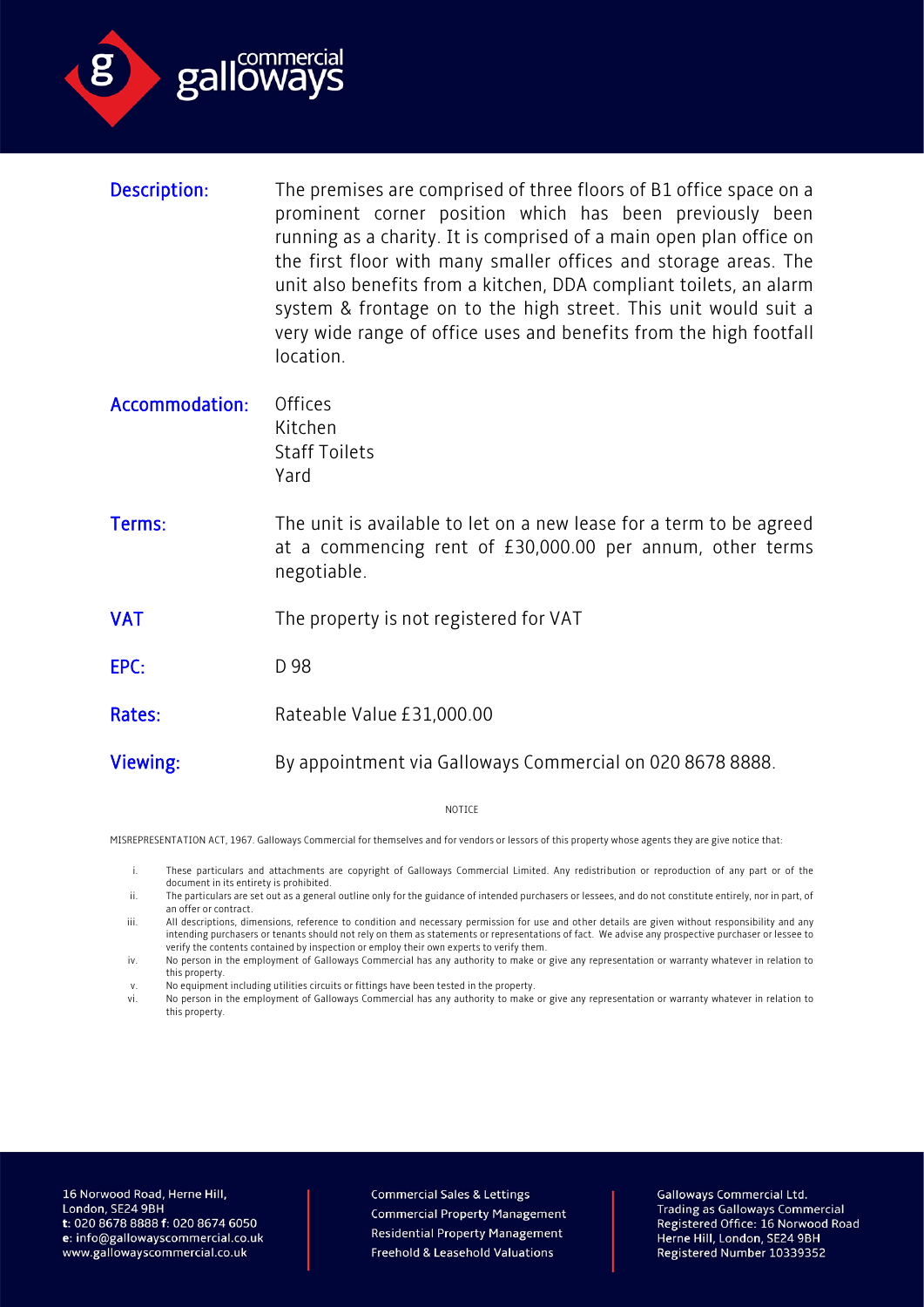**Description:** The premises are comprised of three floors of B1 office space on a prominent corner position which has been previously been running as a charity. It is comprised of a main open plan office on the first floor with many smaller offices and storage areas. The unit also benefits from a kitchen, DDA compliant toilets, an alarm system & frontage on to the high street. This unit would suit a very wide range of office uses and benefits from the high footfall location.

**Accommodation:** Offices
Kitchen
Staff Toilets
Yard

**Terms:** The unit is available to let on a new lease for a term to be agreed at a commencing rent of £30,000.00 per annum, other terms negotiable.

**VAT** The property is not registered for VAT

**EPC:** D 98

**Rates:** Rateable Value £31,000.00

**Viewing:** By appointment via Galloways Commercial on 020 8678 8888.

NOTICE

MISREPRESENTATION ACT, 1967. Galloways Commercial for themselves and for vendors or lessors of this property whose agents they are give notice that:

i. These particulars and attachments are copyright of Galloways Commercial Limited. Any redistribution or reproduction of any part or of the document in its entirety is prohibited.
ii. The particulars are set out as a general outline only for the guidance of intended purchasers or lessees, and do not constitute entirely, nor in part, of an offer or contract.
iii. All descriptions, dimensions, reference to condition and necessary permission for use and other details are given without responsibility and any intending purchasers or tenants should not rely on them as statements or representations of fact. We advise any prospective purchaser or lessee to verify the contents contained by inspection or employ their own experts to verify them.
iv. No person in the employment of Galloways Commercial has any authority to make or give any representation or warranty whatever in relation to this property.
v. No equipment including utilities circuits or fittings have been tested in the property.
vi. No person in the employment of Galloways Commercial has any authority to make or give any representation or warranty whatever in relation to this property.